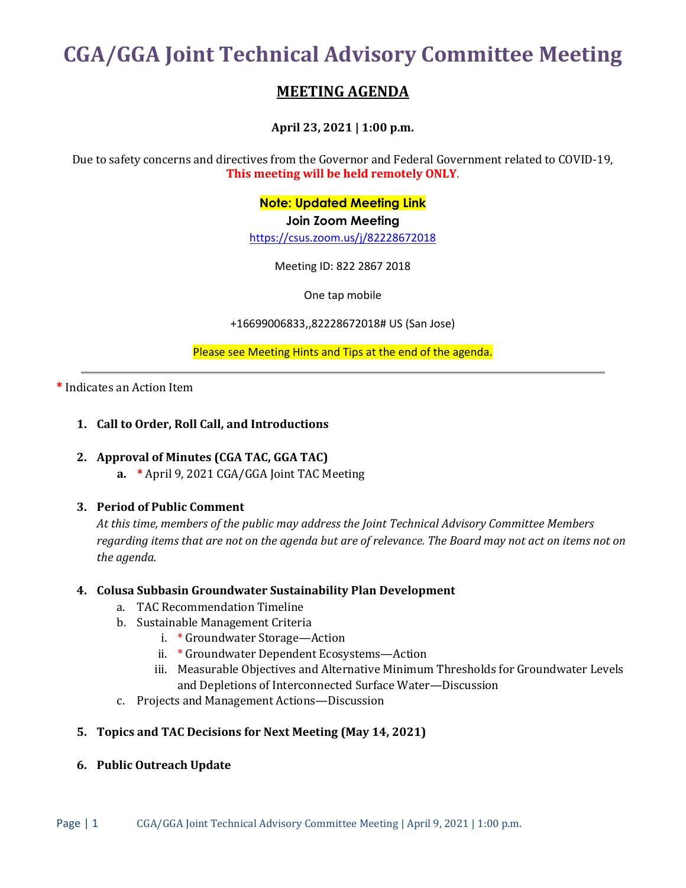# CGA/GGA Joint Technical Advisory Committee Meeting

## MEETING AGENDA

**April 23, 2021 | 1:00 p.m.**

Due to safety concerns and directives from the Governor and Federal Government related to COVID-19, **This meeting will be held remotely ONLY**.

**Note: Updated Meeting Link**

**Join Zoom Meeting**

https://csus.zoom.us/j/82228672018

Meeting ID: 822 2867 2018

One tap mobile

+16699006833,,82228672018# US (San Jose)

Please see Meeting Hints and Tips at the end of the agenda.

---

* Indicates an Action Item

1. **Call to Order, Roll Call, and Introductions**

2. **Approval of Minutes (CGA TAC, GGA TAC)**
   - **a.** * April 9, 2021 CGA/GGA Joint TAC Meeting

3. **Period of Public Comment**

   *At this time, members of the public may address the Joint Technical Advisory Committee Members regarding items that are not on the agenda but are of relevance. The Board may not act on items not on the agenda.*

4. **Colusa Subbasin Groundwater Sustainability Plan Development**
   - a. TAC Recommendation Timeline
   - b. Sustainable Management Criteria
     - i. * Groundwater Storage—Action
     - ii. * Groundwater Dependent Ecosystems—Action
     - iii. Measurable Objectives and Alternative Minimum Thresholds for Groundwater Levels and Depletions of Interconnected Surface Water—Discussion
   - c. Projects and Management Actions—Discussion

5. **Topics and TAC Decisions for Next Meeting (May 14, 2021)**

6. **Public Outreach Update**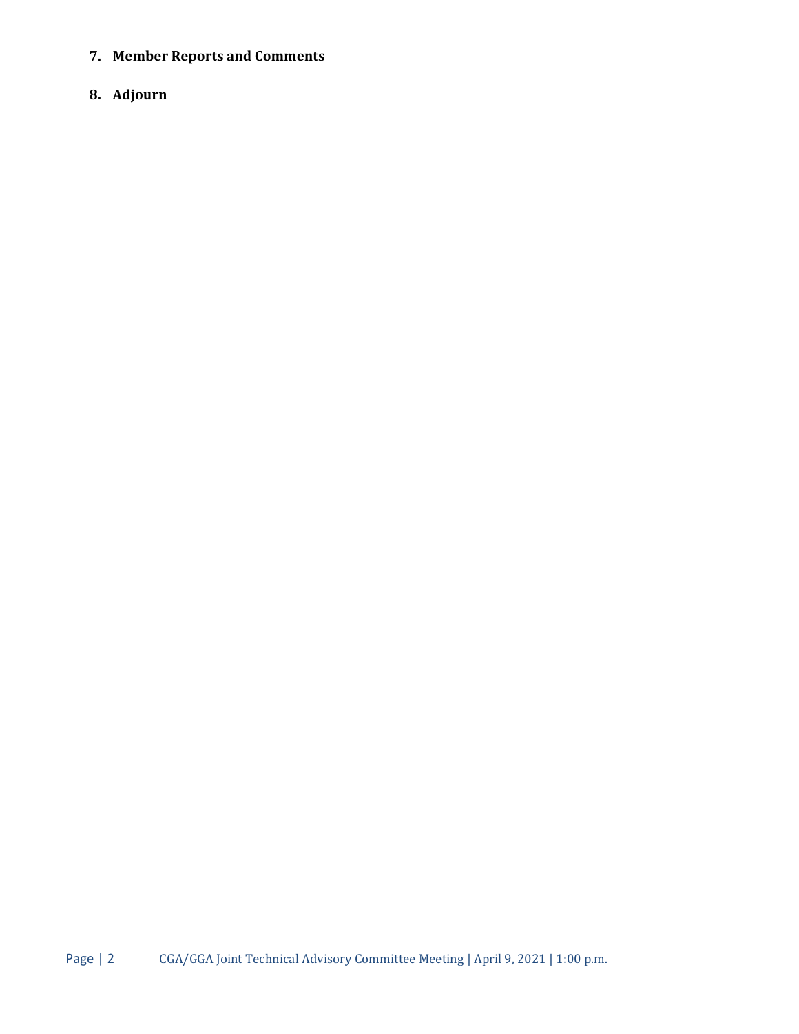7. **Member Reports and Comments**

8. **Adjourn**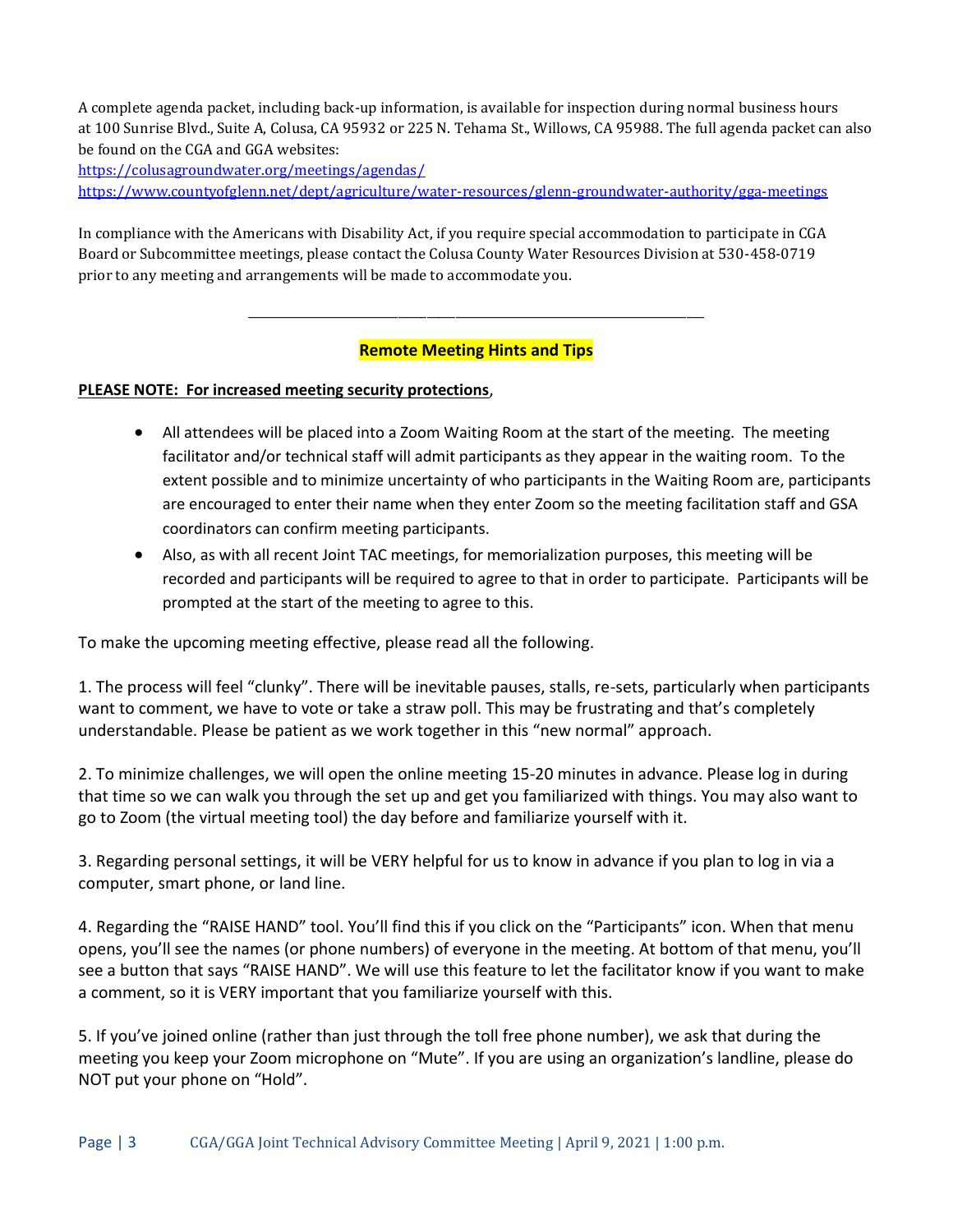A complete agenda packet, including back-up information, is available for inspection during normal business hours at 100 Sunrise Blvd., Suite A, Colusa, CA 95932 or 225 N. Tehama St., Willows, CA 95988. The full agenda packet can also be found on the CGA and GGA websites:

https://colusagroundwater.org/meetings/agendas/

https://www.countyofglenn.net/dept/agriculture/water-resources/glenn-groundwater-authority/gga-meetings

In compliance with the Americans with Disability Act, if you require special accommodation to participate in CGA Board or Subcommittee meetings, please contact the Colusa County Water Resources Division at 530-458-0719 prior to any meeting and arrangements will be made to accommodate you.

---

**Remote Meeting Hints and Tips**

**PLEASE NOTE: For increased meeting security protections**,

- All attendees will be placed into a Zoom Waiting Room at the start of the meeting. The meeting facilitator and/or technical staff will admit participants as they appear in the waiting room. To the extent possible and to minimize uncertainty of who participants in the Waiting Room are, participants are encouraged to enter their name when they enter Zoom so the meeting facilitation staff and GSA coordinators can confirm meeting participants.
- Also, as with all recent Joint TAC meetings, for memorialization purposes, this meeting will be recorded and participants will be required to agree to that in order to participate. Participants will be prompted at the start of the meeting to agree to this.

To make the upcoming meeting effective, please read all the following.

1. The process will feel "clunky". There will be inevitable pauses, stalls, re-sets, particularly when participants want to comment, we have to vote or take a straw poll. This may be frustrating and that's completely understandable. Please be patient as we work together in this "new normal" approach.

2. To minimize challenges, we will open the online meeting 15-20 minutes in advance. Please log in during that time so we can walk you through the set up and get you familiarized with things. You may also want to go to Zoom (the virtual meeting tool) the day before and familiarize yourself with it.

3. Regarding personal settings, it will be VERY helpful for us to know in advance if you plan to log in via a computer, smart phone, or land line.

4. Regarding the "RAISE HAND" tool. You'll find this if you click on the "Participants" icon. When that menu opens, you'll see the names (or phone numbers) of everyone in the meeting. At bottom of that menu, you'll see a button that says "RAISE HAND". We will use this feature to let the facilitator know if you want to make a comment, so it is VERY important that you familiarize yourself with this.

5. If you've joined online (rather than just through the toll free phone number), we ask that during the meeting you keep your Zoom microphone on "Mute". If you are using an organization's landline, please do NOT put your phone on "Hold".